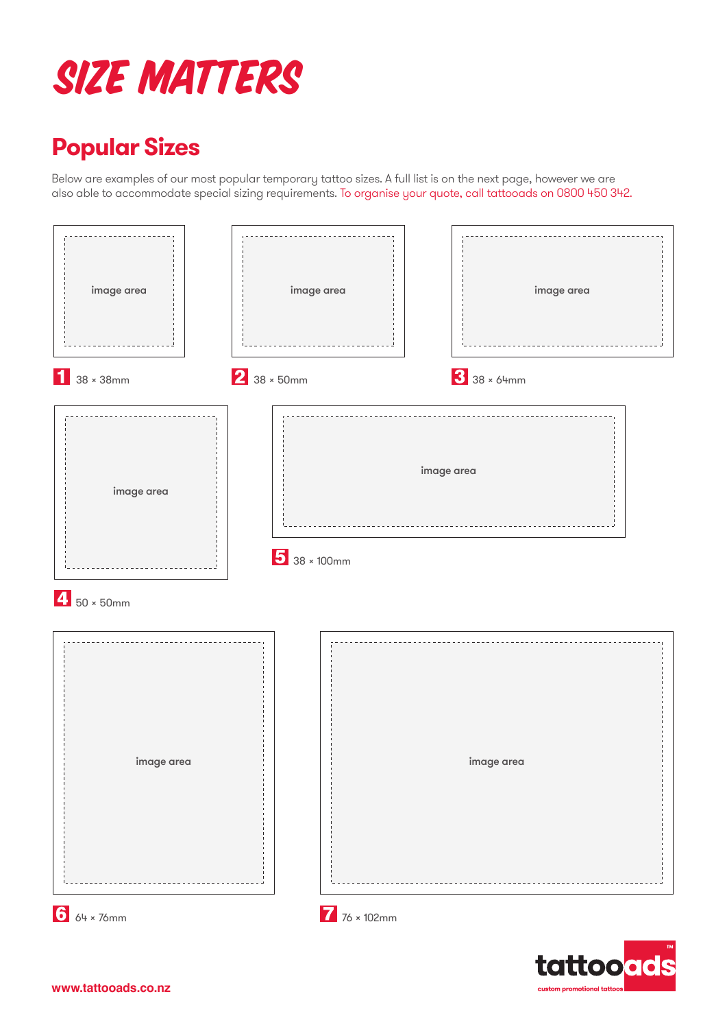# SIZE MATTERS

## Popular Sizes

Below are examples of our most popular temporary tattoo sizes. A full list is on the next page, however we are also able to accommodate special sizing requirements. To organise your quote, call tattooads on 0800 450 342.

image area

**1** 38 × 38mm

image area

**2** 38 × 50mm

image area

**3** 38 × 64mm

image area

**4** 50 × 50mm

image area

**5** 38 × 100mm

image area

**6** 64 × 76mm

image area

**7** 76 × 102mm

tattooads™ custom promotional tattoos

www.tattooads.co.nz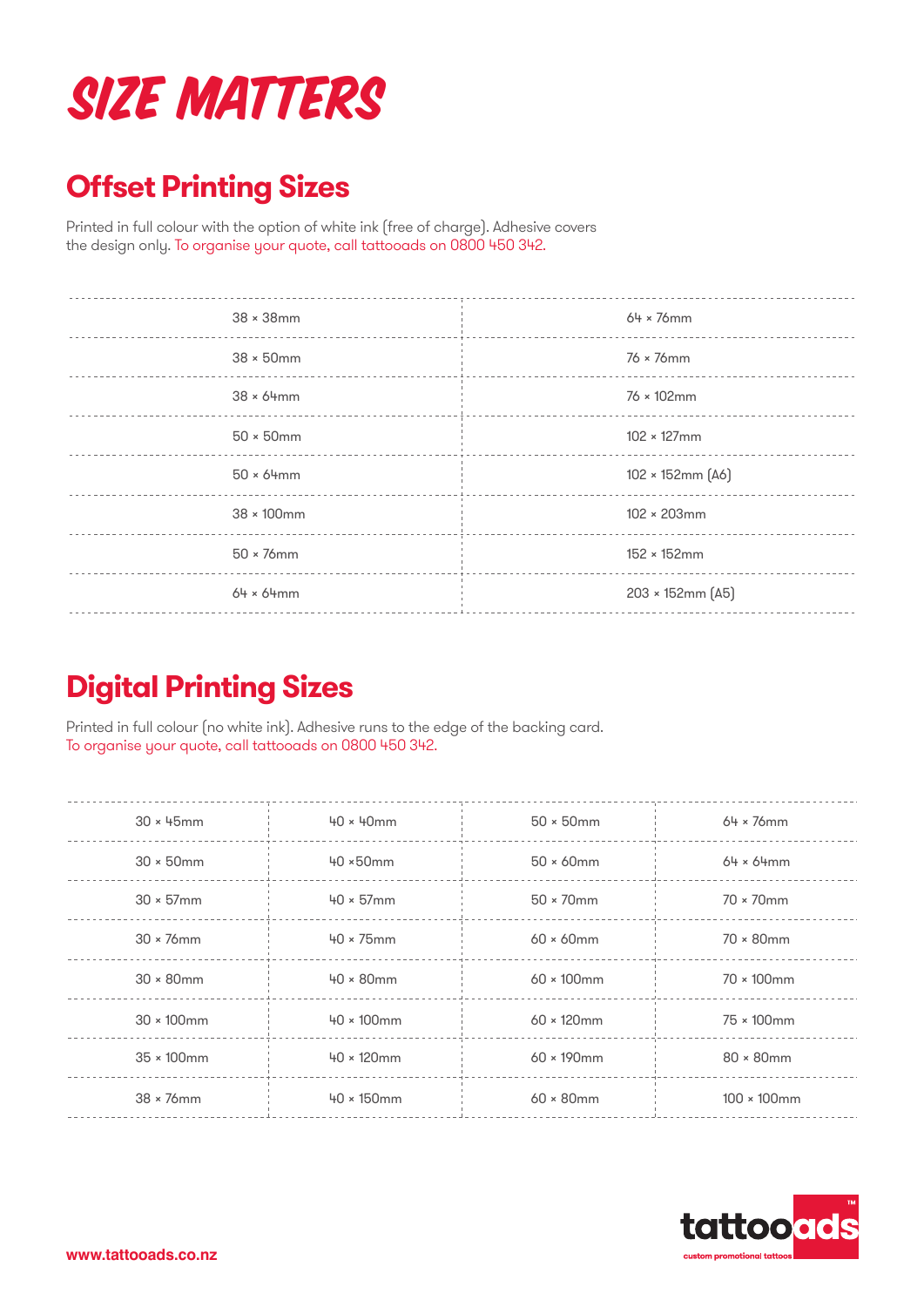# SIZE MATTERS

## Offset Printing Sizes

Printed in full colour with the option of white ink (free of charge). Adhesive covers the design only. To organise your quote, call tattooads on 0800 450 342.

| | |
|---|---|
| 38 × 38mm | 64 × 76mm |
| 38 × 50mm | 76 × 76mm |
| 38 × 64mm | 76 × 102mm |
| 50 × 50mm | 102 × 127mm |
| 50 × 64mm | 102 × 152mm (A6) |
| 38 × 100mm | 102 × 203mm |
| 50 × 76mm | 152 × 152mm |
| 64 × 64mm | 203 × 152mm (A5) |

## Digital Printing Sizes

Printed in full colour (no white ink). Adhesive runs to the edge of the backing card.
To organise your quote, call tattooads on 0800 450 342.

| | | | |
|---|---|---|---|
| 30 × 45mm | 40 × 40mm | 50 × 50mm | 64 × 76mm |
| 30 × 50mm | 40 ×50mm | 50 × 60mm | 64 × 64mm |
| 30 × 57mm | 40 × 57mm | 50 × 70mm | 70 × 70mm |
| 30 × 76mm | 40 × 75mm | 60 × 60mm | 70 × 80mm |
| 30 × 80mm | 40 × 80mm | 60 × 100mm | 70 × 100mm |
| 30 × 100mm | 40 × 100mm | 60 × 120mm | 75 × 100mm |
| 35 × 100mm | 40 × 120mm | 60 × 190mm | 80 × 80mm |
| 38 × 76mm | 40 × 150mm | 60 × 80mm | 100 × 100mm |

www.tattooads.co.nz

tattooads™
custom promotional tattoos